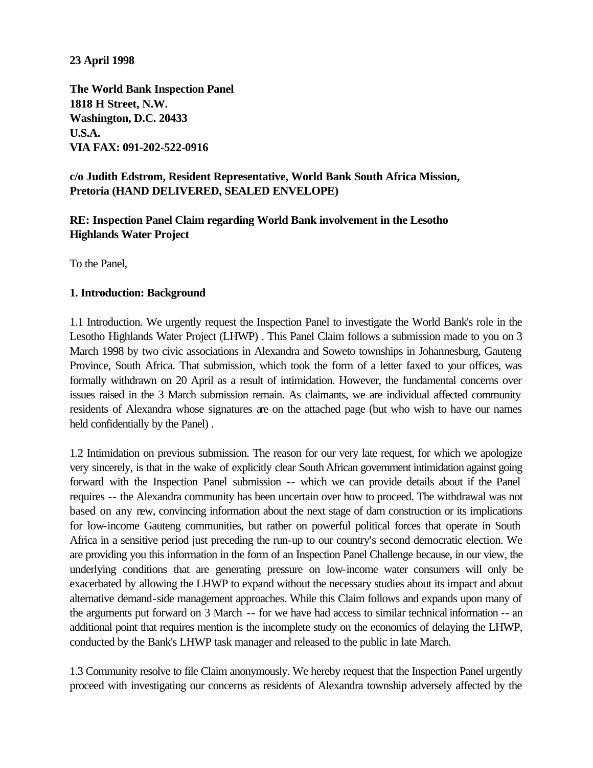**23 April 1998**

**The World Bank Inspection Panel**
**1818 H Street, N.W.**
**Washington, D.C. 20433**
**U.S.A.**
**VIA FAX: 091-202-522-0916**

**c/o Judith Edstrom, Resident Representative, World Bank South Africa Mission, Pretoria (HAND DELIVERED, SEALED ENVELOPE)**

**RE: Inspection Panel Claim regarding World Bank involvement in the Lesotho Highlands Water Project**

To the Panel,

**1. Introduction: Background**

1.1 Introduction. We urgently request the Inspection Panel to investigate the World Bank's role in the Lesotho Highlands Water Project (LHWP) . This Panel Claim follows a submission made to you on 3 March 1998 by two civic associations in Alexandra and Soweto townships in Johannesburg, Gauteng Province, South Africa. That submission, which took the form of a letter faxed to your offices, was formally withdrawn on 20 April as a result of intimidation. However, the fundamental concerns over issues raised in the 3 March submission remain. As claimants, we are individual affected community residents of Alexandra whose signatures are on the attached page (but who wish to have our names held confidentially by the Panel) .

1.2 Intimidation on previous submission. The reason for our very late request, for which we apologize very sincerely, is that in the wake of explicitly clear South African government intimidation against going forward with the Inspection Panel submission -- which we can provide details about if the Panel requires -- the Alexandra community has been uncertain over how to proceed. The withdrawal was not based on any new, convincing information about the next stage of dam construction or its implications for low-income Gauteng communities, but rather on powerful political forces that operate in South Africa in a sensitive period just preceding the run-up to our country's second democratic election. We are providing you this information in the form of an Inspection Panel Challenge because, in our view, the underlying conditions that are generating pressure on low-income water consumers will only be exacerbated by allowing the LHWP to expand without the necessary studies about its impact and about alternative demand-side management approaches. While this Claim follows and expands upon many of the arguments put forward on 3 March -- for we have had access to similar technical information -- an additional point that requires mention is the incomplete study on the economics of delaying the LHWP, conducted by the Bank's LHWP task manager and released to the public in late March.

1.3 Community resolve to file Claim anonymously. We hereby request that the Inspection Panel urgently proceed with investigating our concerns as residents of Alexandra township adversely affected by the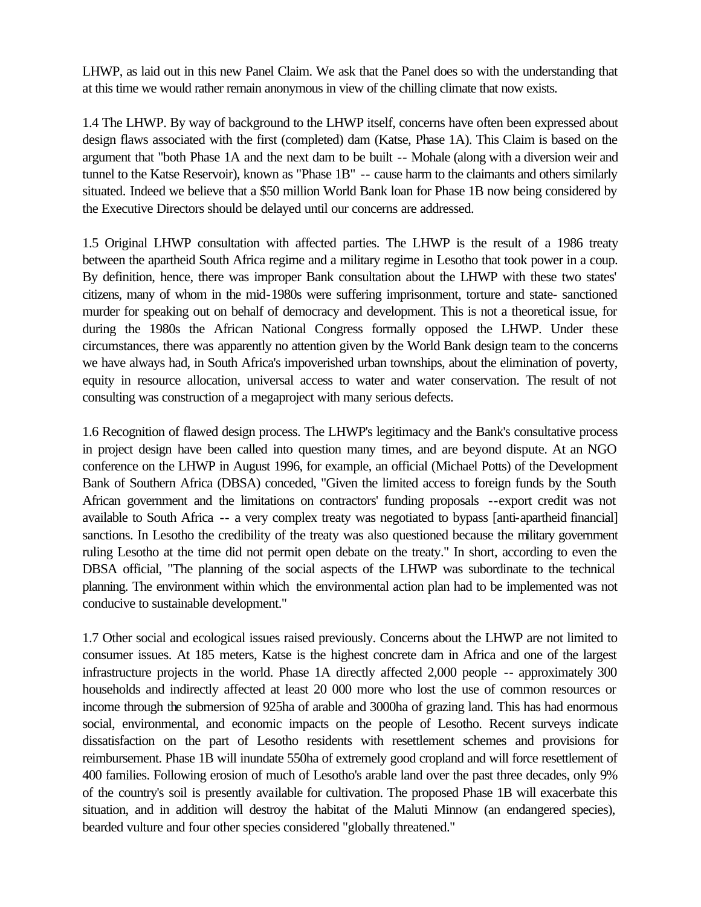LHWP, as laid out in this new Panel Claim. We ask that the Panel does so with the understanding that at this time we would rather remain anonymous in view of the chilling climate that now exists.

1.4 The LHWP. By way of background to the LHWP itself, concerns have often been expressed about design flaws associated with the first (completed) dam (Katse, Phase 1A). This Claim is based on the argument that "both Phase 1A and the next dam to be built -- Mohale (along with a diversion weir and tunnel to the Katse Reservoir), known as "Phase 1B" -- cause harm to the claimants and others similarly situated. Indeed we believe that a $50 million World Bank loan for Phase 1B now being considered by the Executive Directors should be delayed until our concerns are addressed.

1.5 Original LHWP consultation with affected parties. The LHWP is the result of a 1986 treaty between the apartheid South Africa regime and a military regime in Lesotho that took power in a coup. By definition, hence, there was improper Bank consultation about the LHWP with these two states' citizens, many of whom in the mid-1980s were suffering imprisonment, torture and state- sanctioned murder for speaking out on behalf of democracy and development. This is not a theoretical issue, for during the 1980s the African National Congress formally opposed the LHWP. Under these circumstances, there was apparently no attention given by the World Bank design team to the concerns we have always had, in South Africa's impoverished urban townships, about the elimination of poverty, equity in resource allocation, universal access to water and water conservation. The result of not consulting was construction of a megaproject with many serious defects.

1.6 Recognition of flawed design process. The LHWP's legitimacy and the Bank's consultative process in project design have been called into question many times, and are beyond dispute. At an NGO conference on the LHWP in August 1996, for example, an official (Michael Potts) of the Development Bank of Southern Africa (DBSA) conceded, "Given the limited access to foreign funds by the South African government and the limitations on contractors' funding proposals --export credit was not available to South Africa -- a very complex treaty was negotiated to bypass [anti-apartheid financial] sanctions. In Lesotho the credibility of the treaty was also questioned because the military government ruling Lesotho at the time did not permit open debate on the treaty." In short, according to even the DBSA official, "The planning of the social aspects of the LHWP was subordinate to the technical planning. The environment within which the environmental action plan had to be implemented was not conducive to sustainable development."

1.7 Other social and ecological issues raised previously. Concerns about the LHWP are not limited to consumer issues. At 185 meters, Katse is the highest concrete dam in Africa and one of the largest infrastructure projects in the world. Phase 1A directly affected 2,000 people -- approximately 300 households and indirectly affected at least 20 000 more who lost the use of common resources or income through the submersion of 925ha of arable and 3000ha of grazing land. This has had enormous social, environmental, and economic impacts on the people of Lesotho. Recent surveys indicate dissatisfaction on the part of Lesotho residents with resettlement schemes and provisions for reimbursement. Phase 1B will inundate 550ha of extremely good cropland and will force resettlement of 400 families. Following erosion of much of Lesotho's arable land over the past three decades, only 9% of the country's soil is presently available for cultivation. The proposed Phase 1B will exacerbate this situation, and in addition will destroy the habitat of the Maluti Minnow (an endangered species), bearded vulture and four other species considered "globally threatened."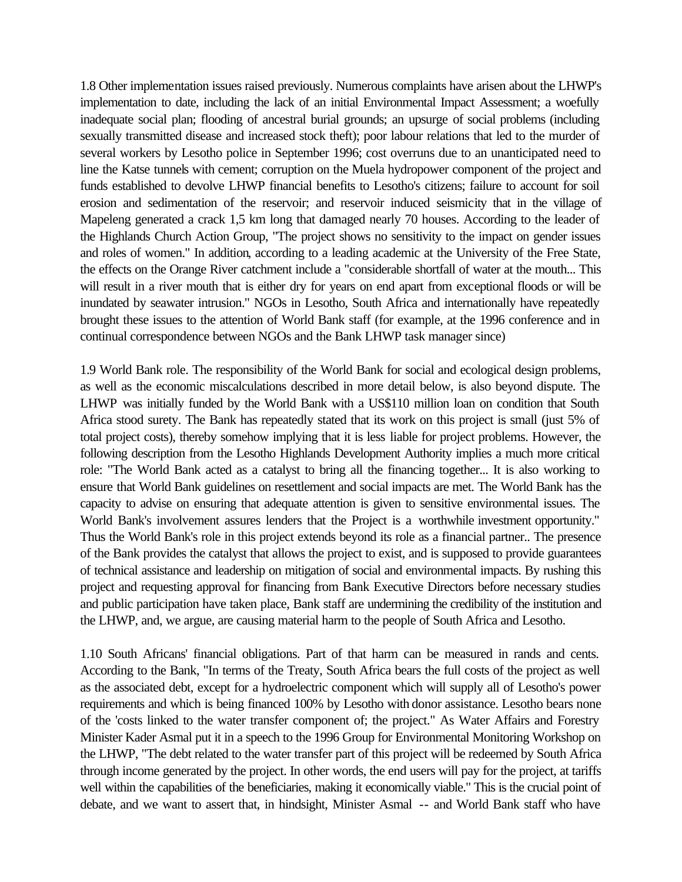1.8 Other implementation issues raised previously. Numerous complaints have arisen about the LHWP's implementation to date, including the lack of an initial Environmental Impact Assessment; a woefully inadequate social plan; flooding of ancestral burial grounds; an upsurge of social problems (including sexually transmitted disease and increased stock theft); poor labour relations that led to the murder of several workers by Lesotho police in September 1996; cost overruns due to an unanticipated need to line the Katse tunnels with cement; corruption on the Muela hydropower component of the project and funds established to devolve LHWP financial benefits to Lesotho's citizens; failure to account for soil erosion and sedimentation of the reservoir; and reservoir induced seismicity that in the village of Mapeleng generated a crack 1,5 km long that damaged nearly 70 houses. According to the leader of the Highlands Church Action Group, "The project shows no sensitivity to the impact on gender issues and roles of women." In addition, according to a leading academic at the University of the Free State, the effects on the Orange River catchment include a "considerable shortfall of water at the mouth... This will result in a river mouth that is either dry for years on end apart from exceptional floods or will be inundated by seawater intrusion." NGOs in Lesotho, South Africa and internationally have repeatedly brought these issues to the attention of World Bank staff (for example, at the 1996 conference and in continual correspondence between NGOs and the Bank LHWP task manager since)

1.9 World Bank role. The responsibility of the World Bank for social and ecological design problems, as well as the economic miscalculations described in more detail below, is also beyond dispute. The LHWP was initially funded by the World Bank with a US$110 million loan on condition that South Africa stood surety. The Bank has repeatedly stated that its work on this project is small (just 5% of total project costs), thereby somehow implying that it is less liable for project problems. However, the following description from the Lesotho Highlands Development Authority implies a much more critical role: "The World Bank acted as a catalyst to bring all the financing together... It is also working to ensure that World Bank guidelines on resettlement and social impacts are met. The World Bank has the capacity to advise on ensuring that adequate attention is given to sensitive environmental issues. The World Bank's involvement assures lenders that the Project is a worthwhile investment opportunity." Thus the World Bank's role in this project extends beyond its role as a financial partner.. The presence of the Bank provides the catalyst that allows the project to exist, and is supposed to provide guarantees of technical assistance and leadership on mitigation of social and environmental impacts. By rushing this project and requesting approval for financing from Bank Executive Directors before necessary studies and public participation have taken place, Bank staff are undermining the credibility of the institution and the LHWP, and, we argue, are causing material harm to the people of South Africa and Lesotho.

1.10 South Africans' financial obligations. Part of that harm can be measured in rands and cents. According to the Bank, "In terms of the Treaty, South Africa bears the full costs of the project as well as the associated debt, except for a hydroelectric component which will supply all of Lesotho's power requirements and which is being financed 100% by Lesotho with donor assistance. Lesotho bears none of the 'costs linked to the water transfer component of; the project." As Water Affairs and Forestry Minister Kader Asmal put it in a speech to the 1996 Group for Environmental Monitoring Workshop on the LHWP, "The debt related to the water transfer part of this project will be redeemed by South Africa through income generated by the project. In other words, the end users will pay for the project, at tariffs well within the capabilities of the beneficiaries, making it economically viable." This is the crucial point of debate, and we want to assert that, in hindsight, Minister Asmal -- and World Bank staff who have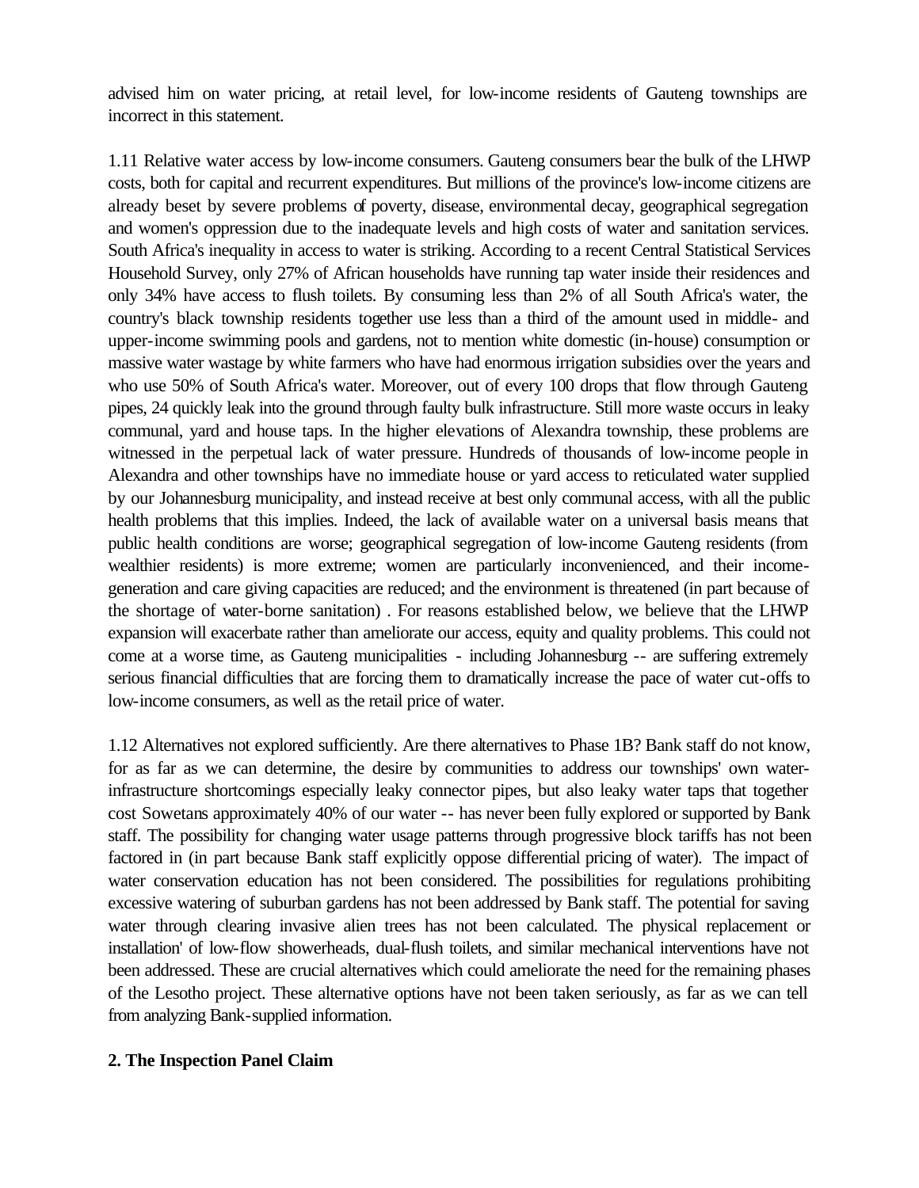advised him on water pricing, at retail level, for low-income residents of Gauteng townships are incorrect in this statement.

1.11 Relative water access by low-income consumers. Gauteng consumers bear the bulk of the LHWP costs, both for capital and recurrent expenditures. But millions of the province's low-income citizens are already beset by severe problems of poverty, disease, environmental decay, geographical segregation and women's oppression due to the inadequate levels and high costs of water and sanitation services. South Africa's inequality in access to water is striking. According to a recent Central Statistical Services Household Survey, only 27% of African households have running tap water inside their residences and only 34% have access to flush toilets. By consuming less than 2% of all South Africa's water, the country's black township residents together use less than a third of the amount used in middle- and upper-income swimming pools and gardens, not to mention white domestic (in-house) consumption or massive water wastage by white farmers who have had enormous irrigation subsidies over the years and who use 50% of South Africa's water. Moreover, out of every 100 drops that flow through Gauteng pipes, 24 quickly leak into the ground through faulty bulk infrastructure. Still more waste occurs in leaky communal, yard and house taps. In the higher elevations of Alexandra township, these problems are witnessed in the perpetual lack of water pressure. Hundreds of thousands of low-income people in Alexandra and other townships have no immediate house or yard access to reticulated water supplied by our Johannesburg municipality, and instead receive at best only communal access, with all the public health problems that this implies. Indeed, the lack of available water on a universal basis means that public health conditions are worse; geographical segregation of low-income Gauteng residents (from wealthier residents) is more extreme; women are particularly inconvenienced, and their income-generation and care giving capacities are reduced; and the environment is threatened (in part because of the shortage of water-borne sanitation) . For reasons established below, we believe that the LHWP expansion will exacerbate rather than ameliorate our access, equity and quality problems. This could not come at a worse time, as Gauteng municipalities - including Johannesburg -- are suffering extremely serious financial difficulties that are forcing them to dramatically increase the pace of water cut-offs to low-income consumers, as well as the retail price of water.

1.12 Alternatives not explored sufficiently. Are there alternatives to Phase 1B? Bank staff do not know, for as far as we can determine, the desire by communities to address our townships' own water-infrastructure shortcomings especially leaky connector pipes, but also leaky water taps that together cost Sowetans approximately 40% of our water -- has never been fully explored or supported by Bank staff. The possibility for changing water usage patterns through progressive block tariffs has not been factored in (in part because Bank staff explicitly oppose differential pricing of water). The impact of water conservation education has not been considered. The possibilities for regulations prohibiting excessive watering of suburban gardens has not been addressed by Bank staff. The potential for saving water through clearing invasive alien trees has not been calculated. The physical replacement or installation' of low-flow showerheads, dual-flush toilets, and similar mechanical interventions have not been addressed. These are crucial alternatives which could ameliorate the need for the remaining phases of the Lesotho project. These alternative options have not been taken seriously, as far as we can tell from analyzing Bank-supplied information.

## 2. The Inspection Panel Claim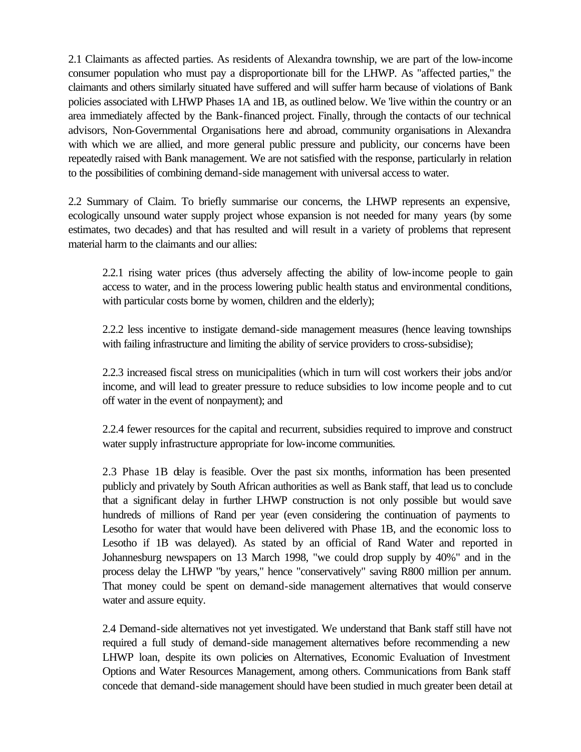2.1 Claimants as affected parties. As residents of Alexandra township, we are part of the low-income consumer population who must pay a disproportionate bill for the LHWP. As "affected parties," the claimants and others similarly situated have suffered and will suffer harm because of violations of Bank policies associated with LHWP Phases 1A and 1B, as outlined below. We 'live within the country or an area immediately affected by the Bank-financed project. Finally, through the contacts of our technical advisors, Non-Governmental Organisations here and abroad, community organisations in Alexandra with which we are allied, and more general public pressure and publicity, our concerns have been repeatedly raised with Bank management. We are not satisfied with the response, particularly in relation to the possibilities of combining demand-side management with universal access to water.

2.2 Summary of Claim. To briefly summarise our concerns, the LHWP represents an expensive, ecologically unsound water supply project whose expansion is not needed for many years (by some estimates, two decades) and that has resulted and will result in a variety of problems that represent material harm to the claimants and our allies:

> 2.2.1 rising water prices (thus adversely affecting the ability of low-income people to gain access to water, and in the process lowering public health status and environmental conditions, with particular costs borne by women, children and the elderly);
>
> 2.2.2 less incentive to instigate demand-side management measures (hence leaving townships with failing infrastructure and limiting the ability of service providers to cross-subsidise);
>
> 2.2.3 increased fiscal stress on municipalities (which in turn will cost workers their jobs and/or income, and will lead to greater pressure to reduce subsidies to low income people and to cut off water in the event of nonpayment); and
>
> 2.2.4 fewer resources for the capital and recurrent, subsidies required to improve and construct water supply infrastructure appropriate for low-income communities.
>
> 2.3 Phase 1B delay is feasible. Over the past six months, information has been presented publicly and privately by South African authorities as well as Bank staff, that lead us to conclude that a significant delay in further LHWP construction is not only possible but would save hundreds of millions of Rand per year (even considering the continuation of payments to Lesotho for water that would have been delivered with Phase 1B, and the economic loss to Lesotho if 1B was delayed). As stated by an official of Rand Water and reported in Johannesburg newspapers on 13 March 1998, "we could drop supply by 40%" and in the process delay the LHWP "by years," hence "conservatively" saving R800 million per annum. That money could be spent on demand-side management alternatives that would conserve water and assure equity.
>
> 2.4 Demand-side alternatives not yet investigated. We understand that Bank staff still have not required a full study of demand-side management alternatives before recommending a new LHWP loan, despite its own policies on Alternatives, Economic Evaluation of Investment Options and Water Resources Management, among others. Communications from Bank staff concede that demand-side management should have been studied in much greater been detail at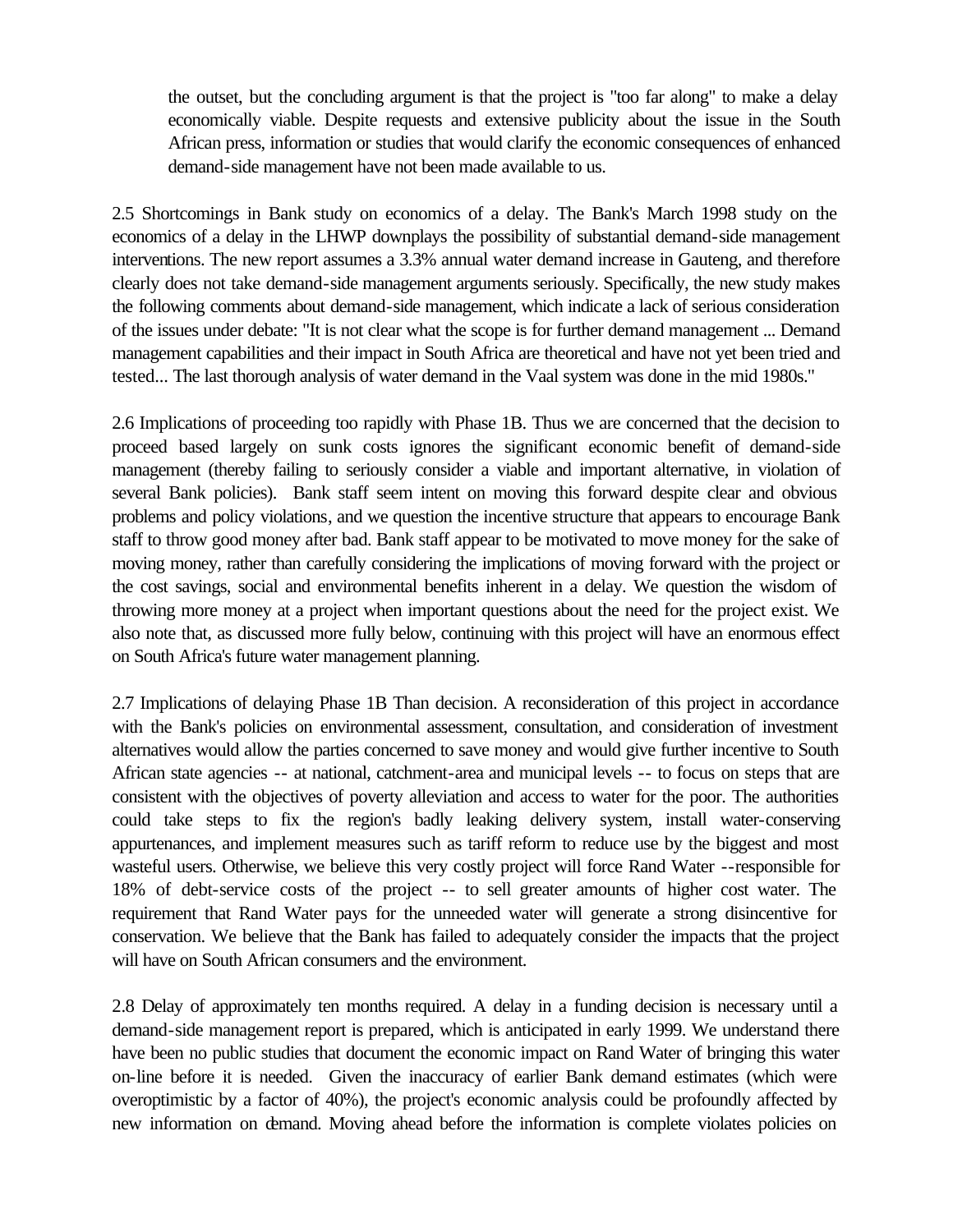the outset, but the concluding argument is that the project is "too far along" to make a delay economically viable. Despite requests and extensive publicity about the issue in the South African press, information or studies that would clarify the economic consequences of enhanced demand-side management have not been made available to us.

2.5 Shortcomings in Bank study on economics of a delay. The Bank's March 1998 study on the economics of a delay in the LHWP downplays the possibility of substantial demand-side management interventions. The new report assumes a 3.3% annual water demand increase in Gauteng, and therefore clearly does not take demand-side management arguments seriously. Specifically, the new study makes the following comments about demand-side management, which indicate a lack of serious consideration of the issues under debate: "It is not clear what the scope is for further demand management ... Demand management capabilities and their impact in South Africa are theoretical and have not yet been tried and tested... The last thorough analysis of water demand in the Vaal system was done in the mid 1980s."

2.6 Implications of proceeding too rapidly with Phase 1B. Thus we are concerned that the decision to proceed based largely on sunk costs ignores the significant economic benefit of demand-side management (thereby failing to seriously consider a viable and important alternative, in violation of several Bank policies). Bank staff seem intent on moving this forward despite clear and obvious problems and policy violations, and we question the incentive structure that appears to encourage Bank staff to throw good money after bad. Bank staff appear to be motivated to move money for the sake of moving money, rather than carefully considering the implications of moving forward with the project or the cost savings, social and environmental benefits inherent in a delay. We question the wisdom of throwing more money at a project when important questions about the need for the project exist. We also note that, as discussed more fully below, continuing with this project will have an enormous effect on South Africa's future water management planning.

2.7 Implications of delaying Phase 1B Than decision. A reconsideration of this project in accordance with the Bank's policies on environmental assessment, consultation, and consideration of investment alternatives would allow the parties concerned to save money and would give further incentive to South African state agencies -- at national, catchment-area and municipal levels -- to focus on steps that are consistent with the objectives of poverty alleviation and access to water for the poor. The authorities could take steps to fix the region's badly leaking delivery system, install water-conserving appurtenances, and implement measures such as tariff reform to reduce use by the biggest and most wasteful users. Otherwise, we believe this very costly project will force Rand Water --responsible for 18% of debt-service costs of the project -- to sell greater amounts of higher cost water. The requirement that Rand Water pays for the unneeded water will generate a strong disincentive for conservation. We believe that the Bank has failed to adequately consider the impacts that the project will have on South African consumers and the environment.

2.8 Delay of approximately ten months required. A delay in a funding decision is necessary until a demand-side management report is prepared, which is anticipated in early 1999. We understand there have been no public studies that document the economic impact on Rand Water of bringing this water on-line before it is needed. Given the inaccuracy of earlier Bank demand estimates (which were overoptimistic by a factor of 40%), the project's economic analysis could be profoundly affected by new information on demand. Moving ahead before the information is complete violates policies on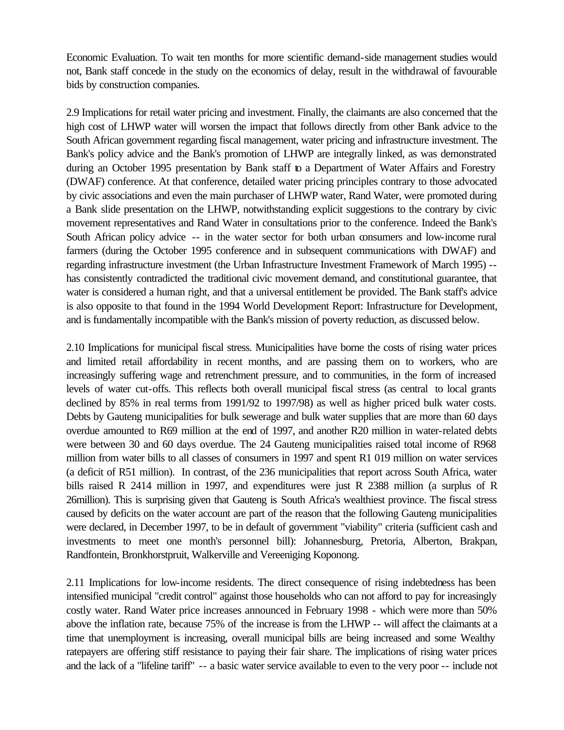Economic Evaluation. To wait ten months for more scientific demand-side management studies would not, Bank staff concede in the study on the economics of delay, result in the withdrawal of favourable bids by construction companies.

2.9 Implications for retail water pricing and investment. Finally, the claimants are also concerned that the high cost of LHWP water will worsen the impact that follows directly from other Bank advice to the South African government regarding fiscal management, water pricing and infrastructure investment. The Bank's policy advice and the Bank's promotion of LHWP are integrally linked, as was demonstrated during an October 1995 presentation by Bank staff to a Department of Water Affairs and Forestry (DWAF) conference. At that conference, detailed water pricing principles contrary to those advocated by civic associations and even the main purchaser of LHWP water, Rand Water, were promoted during a Bank slide presentation on the LHWP, notwithstanding explicit suggestions to the contrary by civic movement representatives and Rand Water in consultations prior to the conference. Indeed the Bank's South African policy advice -- in the water sector for both urban consumers and low-income rural farmers (during the October 1995 conference and in subsequent communications with DWAF) and regarding infrastructure investment (the Urban Infrastructure Investment Framework of March 1995) -- has consistently contradicted the traditional civic movement demand, and constitutional guarantee, that water is considered a human right, and that a universal entitlement be provided. The Bank staff's advice is also opposite to that found in the 1994 World Development Report: Infrastructure for Development, and is fundamentally incompatible with the Bank's mission of poverty reduction, as discussed below.

2.10 Implications for municipal fiscal stress. Municipalities have borne the costs of rising water prices and limited retail affordability in recent months, and are passing them on to workers, who are increasingly suffering wage and retrenchment pressure, and to communities, in the form of increased levels of water cut-offs. This reflects both overall municipal fiscal stress (as central to local grants declined by 85% in real terms from 1991/92 to 1997/98) as well as higher priced bulk water costs. Debts by Gauteng municipalities for bulk sewerage and bulk water supplies that are more than 60 days overdue amounted to R69 million at the end of 1997, and another R20 million in water-related debts were between 30 and 60 days overdue. The 24 Gauteng municipalities raised total income of R968 million from water bills to all classes of consumers in 1997 and spent R1 019 million on water services (a deficit of R51 million). In contrast, of the 236 municipalities that report across South Africa, water bills raised R 2414 million in 1997, and expenditures were just R 2388 million (a surplus of R 26million). This is surprising given that Gauteng is South Africa's wealthiest province. The fiscal stress caused by deficits on the water account are part of the reason that the following Gauteng municipalities were declared, in December 1997, to be in default of government "viability" criteria (sufficient cash and investments to meet one month's personnel bill): Johannesburg, Pretoria, Alberton, Brakpan, Randfontein, Bronkhorstpruit, Walkerville and Vereeniging Koponong.

2.11 Implications for low-income residents. The direct consequence of rising indebtedness has been intensified municipal "credit control" against those households who can not afford to pay for increasingly costly water. Rand Water price increases announced in February 1998 - which were more than 50% above the inflation rate, because 75% of the increase is from the LHWP -- will affect the claimants at a time that unemployment is increasing, overall municipal bills are being increased and some Wealthy ratepayers are offering stiff resistance to paying their fair share. The implications of rising water prices and the lack of a "lifeline tariff" -- a basic water service available to even to the very poor -- include not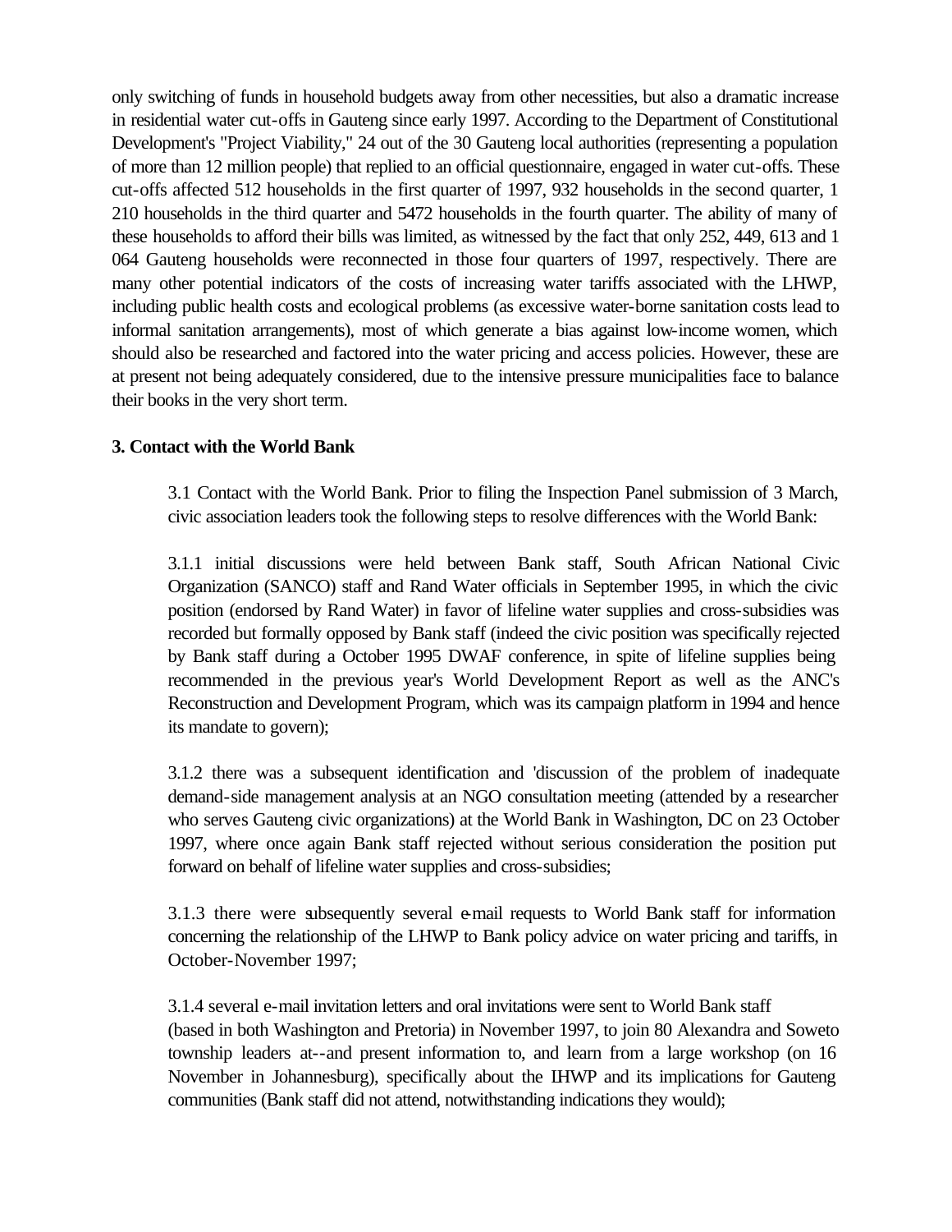only switching of funds in household budgets away from other necessities, but also a dramatic increase in residential water cut-offs in Gauteng since early 1997. According to the Department of Constitutional Development's "Project Viability," 24 out of the 30 Gauteng local authorities (representing a population of more than 12 million people) that replied to an official questionnaire, engaged in water cut-offs. These cut-offs affected 512 households in the first quarter of 1997, 932 households in the second quarter, 1 210 households in the third quarter and 5472 households in the fourth quarter. The ability of many of these households to afford their bills was limited, as witnessed by the fact that only 252, 449, 613 and 1 064 Gauteng households were reconnected in those four quarters of 1997, respectively. There are many other potential indicators of the costs of increasing water tariffs associated with the LHWP, including public health costs and ecological problems (as excessive water-borne sanitation costs lead to informal sanitation arrangements), most of which generate a bias against low-income women, which should also be researched and factored into the water pricing and access policies. However, these are at present not being adequately considered, due to the intensive pressure municipalities face to balance their books in the very short term.

### 3. Contact with the World Bank

3.1 Contact with the World Bank. Prior to filing the Inspection Panel submission of 3 March, civic association leaders took the following steps to resolve differences with the World Bank:

3.1.1 initial discussions were held between Bank staff, South African National Civic Organization (SANCO) staff and Rand Water officials in September 1995, in which the civic position (endorsed by Rand Water) in favor of lifeline water supplies and cross-subsidies was recorded but formally opposed by Bank staff (indeed the civic position was specifically rejected by Bank staff during a October 1995 DWAF conference, in spite of lifeline supplies being recommended in the previous year's World Development Report as well as the ANC's Reconstruction and Development Program, which was its campaign platform in 1994 and hence its mandate to govern);

3.1.2 there was a subsequent identification and 'discussion of the problem of inadequate demand-side management analysis at an NGO consultation meeting (attended by a researcher who serves Gauteng civic organizations) at the World Bank in Washington, DC on 23 October 1997, where once again Bank staff rejected without serious consideration the position put forward on behalf of lifeline water supplies and cross-subsidies;

3.1.3 there were subsequently several e-mail requests to World Bank staff for information concerning the relationship of the LHWP to Bank policy advice on water pricing and tariffs, in October-November 1997;

3.1.4 several e-mail invitation letters and oral invitations were sent to World Bank staff (based in both Washington and Pretoria) in November 1997, to join 80 Alexandra and Soweto township leaders at--and present information to, and learn from a large workshop (on 16 November in Johannesburg), specifically about the LHWP and its implications for Gauteng communities (Bank staff did not attend, notwithstanding indications they would);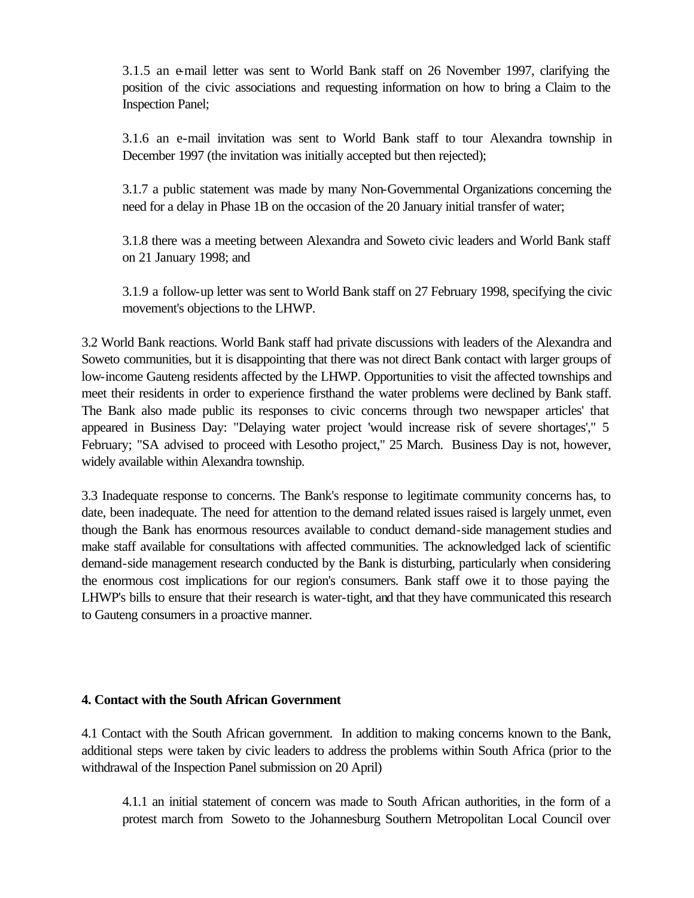3.1.5 an e-mail letter was sent to World Bank staff on 26 November 1997, clarifying the position of the civic associations and requesting information on how to bring a Claim to the Inspection Panel;

3.1.6 an e-mail invitation was sent to World Bank staff to tour Alexandra township in December 1997 (the invitation was initially accepted but then rejected);

3.1.7 a public statement was made by many Non-Governmental Organizations concerning the need for a delay in Phase 1B on the occasion of the 20 January initial transfer of water;

3.1.8 there was a meeting between Alexandra and Soweto civic leaders and World Bank staff on 21 January 1998; and

3.1.9 a follow-up letter was sent to World Bank staff on 27 February 1998, specifying the civic movement's objections to the LHWP.

3.2 World Bank reactions. World Bank staff had private discussions with leaders of the Alexandra and Soweto communities, but it is disappointing that there was not direct Bank contact with larger groups of low-income Gauteng residents affected by the LHWP. Opportunities to visit the affected townships and meet their residents in order to experience firsthand the water problems were declined by Bank staff. The Bank also made public its responses to civic concerns through two newspaper articles' that appeared in Business Day: "Delaying water project 'would increase risk of severe shortages'," 5 February; "SA advised to proceed with Lesotho project," 25 March. Business Day is not, however, widely available within Alexandra township.

3.3 Inadequate response to concerns. The Bank's response to legitimate community concerns has, to date, been inadequate. The need for attention to the demand related issues raised is largely unmet, even though the Bank has enormous resources available to conduct demand-side management studies and make staff available for consultations with affected communities. The acknowledged lack of scientific demand-side management research conducted by the Bank is disturbing, particularly when considering the enormous cost implications for our region's consumers. Bank staff owe it to those paying the LHWP's bills to ensure that their research is water-tight, and that they have communicated this research to Gauteng consumers in a proactive manner.

**4. Contact with the South African Government**

4.1 Contact with the South African government. In addition to making concerns known to the Bank, additional steps were taken by civic leaders to address the problems within South Africa (prior to the withdrawal of the Inspection Panel submission on 20 April)

4.1.1 an initial statement of concern was made to South African authorities, in the form of a protest march from Soweto to the Johannesburg Southern Metropolitan Local Council over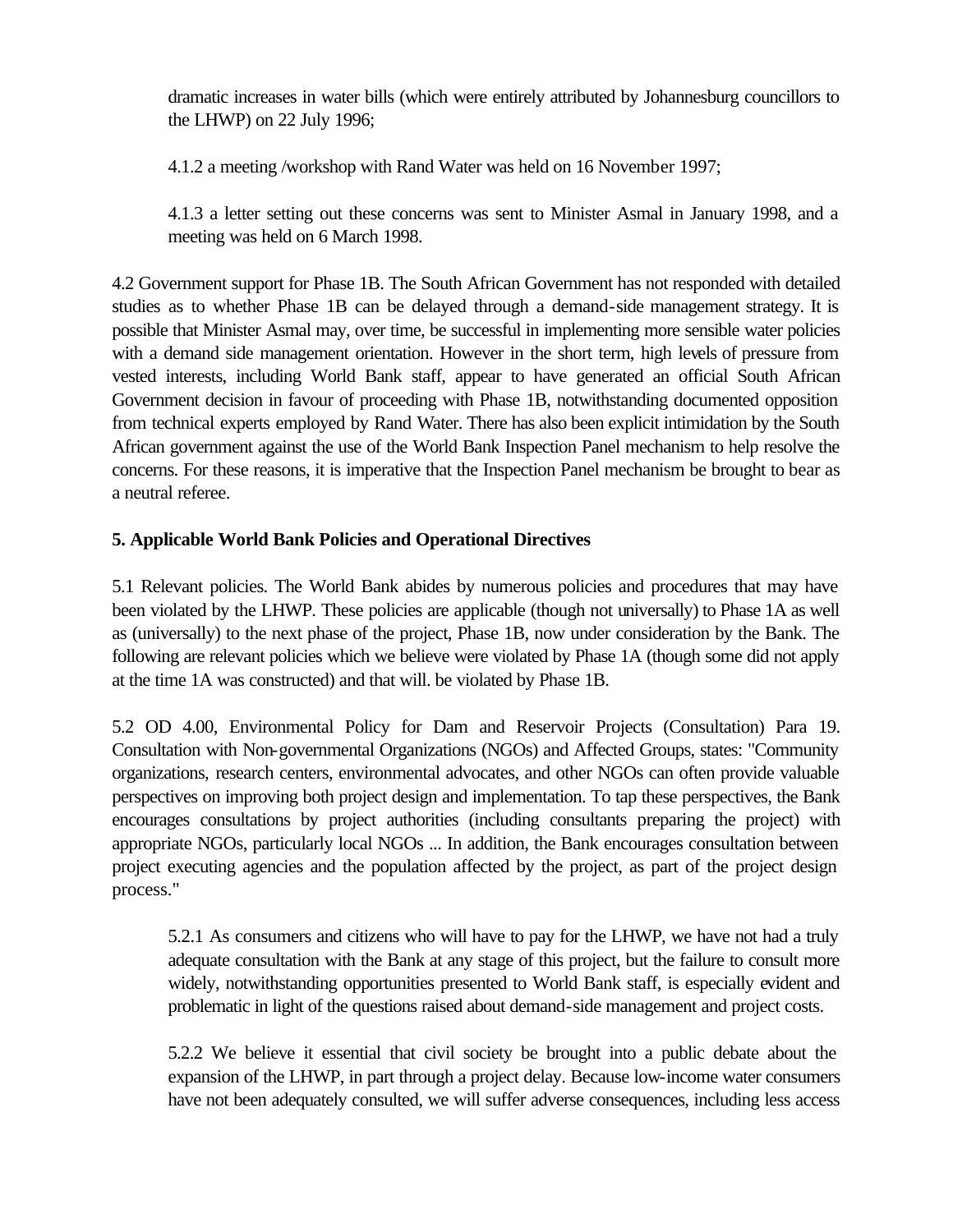dramatic increases in water bills (which were entirely attributed by Johannesburg councillors to the LHWP) on 22 July 1996;

4.1.2 a meeting /workshop with Rand Water was held on 16 November 1997;

4.1.3 a letter setting out these concerns was sent to Minister Asmal in January 1998, and a meeting was held on 6 March 1998.

4.2 Government support for Phase 1B. The South African Government has not responded with detailed studies as to whether Phase 1B can be delayed through a demand-side management strategy. It is possible that Minister Asmal may, over time, be successful in implementing more sensible water policies with a demand side management orientation. However in the short term, high levels of pressure from vested interests, including World Bank staff, appear to have generated an official South African Government decision in favour of proceeding with Phase 1B, notwithstanding documented opposition from technical experts employed by Rand Water. There has also been explicit intimidation by the South African government against the use of the World Bank Inspection Panel mechanism to help resolve the concerns. For these reasons, it is imperative that the Inspection Panel mechanism be brought to bear as a neutral referee.

## 5. Applicable World Bank Policies and Operational Directives

5.1 Relevant policies. The World Bank abides by numerous policies and procedures that may have been violated by the LHWP. These policies are applicable (though not universally) to Phase 1A as well as (universally) to the next phase of the project, Phase 1B, now under consideration by the Bank. The following are relevant policies which we believe were violated by Phase 1A (though some did not apply at the time 1A was constructed) and that will. be violated by Phase 1B.

5.2 OD 4.00, Environmental Policy for Dam and Reservoir Projects (Consultation) Para 19. Consultation with Non-governmental Organizations (NGOs) and Affected Groups, states: "Community organizations, research centers, environmental advocates, and other NGOs can often provide valuable perspectives on improving both project design and implementation. To tap these perspectives, the Bank encourages consultations by project authorities (including consultants preparing the project) with appropriate NGOs, particularly local NGOs ... In addition, the Bank encourages consultation between project executing agencies and the population affected by the project, as part of the project design process."

5.2.1 As consumers and citizens who will have to pay for the LHWP, we have not had a truly adequate consultation with the Bank at any stage of this project, but the failure to consult more widely, notwithstanding opportunities presented to World Bank staff, is especially evident and problematic in light of the questions raised about demand-side management and project costs.

5.2.2 We believe it essential that civil society be brought into a public debate about the expansion of the LHWP, in part through a project delay. Because low-income water consumers have not been adequately consulted, we will suffer adverse consequences, including less access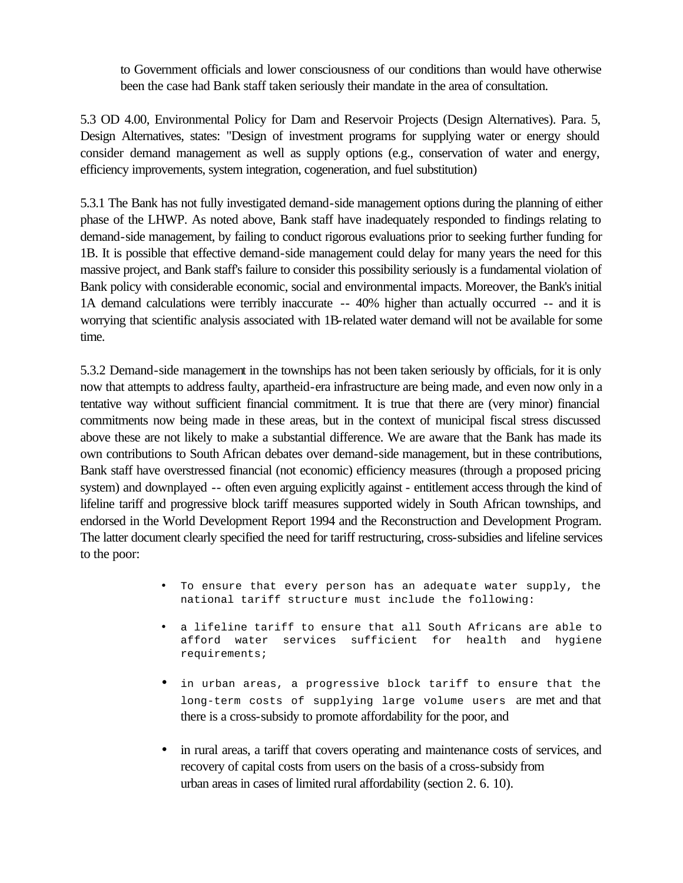to Government officials and lower consciousness of our conditions than would have otherwise been the case had Bank staff taken seriously their mandate in the area of consultation.

5.3 OD 4.00, Environmental Policy for Dam and Reservoir Projects (Design Alternatives). Para. 5, Design Alternatives, states: "Design of investment programs for supplying water or energy should consider demand management as well as supply options (e.g., conservation of water and energy, efficiency improvements, system integration, cogeneration, and fuel substitution)

5.3.1 The Bank has not fully investigated demand-side management options during the planning of either phase of the LHWP. As noted above, Bank staff have inadequately responded to findings relating to demand-side management, by failing to conduct rigorous evaluations prior to seeking further funding for 1B. It is possible that effective demand-side management could delay for many years the need for this massive project, and Bank staff's failure to consider this possibility seriously is a fundamental violation of Bank policy with considerable economic, social and environmental impacts. Moreover, the Bank's initial 1A demand calculations were terribly inaccurate -- 40% higher than actually occurred -- and it is worrying that scientific analysis associated with 1B-related water demand will not be available for some time.

5.3.2 Demand-side management in the townships has not been taken seriously by officials, for it is only now that attempts to address faulty, apartheid-era infrastructure are being made, and even now only in a tentative way without sufficient financial commitment. It is true that there are (very minor) financial commitments now being made in these areas, but in the context of municipal fiscal stress discussed above these are not likely to make a substantial difference. We are aware that the Bank has made its own contributions to South African debates over demand-side management, but in these contributions, Bank staff have overstressed financial (not economic) efficiency measures (through a proposed pricing system) and downplayed -- often even arguing explicitly against - entitlement access through the kind of lifeline tariff and progressive block tariff measures supported widely in South African townships, and endorsed in the World Development Report 1994 and the Reconstruction and Development Program. The latter document clearly specified the need for tariff restructuring, cross-subsidies and lifeline services to the poor:

- To ensure that every person has an adequate water supply, the national tariff structure must include the following:
- a lifeline tariff to ensure that all South Africans are able to afford water services sufficient for health and hygiene requirements;
- in urban areas, a progressive block tariff to ensure that the long-term costs of supplying large volume users are met and that there is a cross-subsidy to promote affordability for the poor, and
- in rural areas, a tariff that covers operating and maintenance costs of services, and recovery of capital costs from users on the basis of a cross-subsidy from urban areas in cases of limited rural affordability (section 2. 6. 10).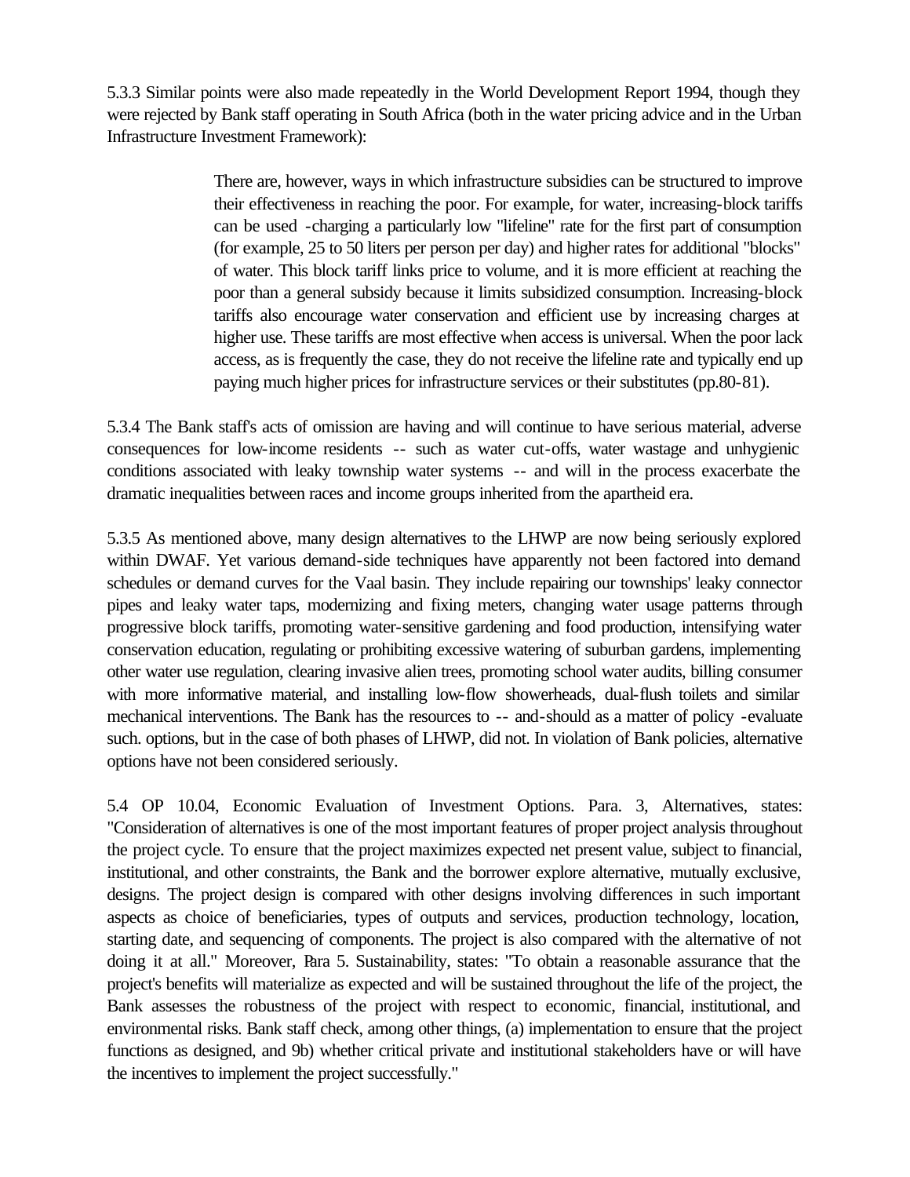5.3.3 Similar points were also made repeatedly in the World Development Report 1994, though they were rejected by Bank staff operating in South Africa (both in the water pricing advice and in the Urban Infrastructure Investment Framework):

> There are, however, ways in which infrastructure subsidies can be structured to improve their effectiveness in reaching the poor. For example, for water, increasing-block tariffs can be used -charging a particularly low "lifeline" rate for the first part of consumption (for example, 25 to 50 liters per person per day) and higher rates for additional "blocks" of water. This block tariff links price to volume, and it is more efficient at reaching the poor than a general subsidy because it limits subsidized consumption. Increasing-block tariffs also encourage water conservation and efficient use by increasing charges at higher use. These tariffs are most effective when access is universal. When the poor lack access, as is frequently the case, they do not receive the lifeline rate and typically end up paying much higher prices for infrastructure services or their substitutes (pp.80-81).

5.3.4 The Bank staff's acts of omission are having and will continue to have serious material, adverse consequences for low-income residents -- such as water cut-offs, water wastage and unhygienic conditions associated with leaky township water systems -- and will in the process exacerbate the dramatic inequalities between races and income groups inherited from the apartheid era.

5.3.5 As mentioned above, many design alternatives to the LHWP are now being seriously explored within DWAF. Yet various demand-side techniques have apparently not been factored into demand schedules or demand curves for the Vaal basin. They include repairing our townships' leaky connector pipes and leaky water taps, modernizing and fixing meters, changing water usage patterns through progressive block tariffs, promoting water-sensitive gardening and food production, intensifying water conservation education, regulating or prohibiting excessive watering of suburban gardens, implementing other water use regulation, clearing invasive alien trees, promoting school water audits, billing consumer with more informative material, and installing low-flow showerheads, dual-flush toilets and similar mechanical interventions. The Bank has the resources to -- and-should as a matter of policy -evaluate such. options, but in the case of both phases of LHWP, did not. In violation of Bank policies, alternative options have not been considered seriously.

5.4 OP 10.04, Economic Evaluation of Investment Options. Para. 3, Alternatives, states: "Consideration of alternatives is one of the most important features of proper project analysis throughout the project cycle. To ensure that the project maximizes expected net present value, subject to financial, institutional, and other constraints, the Bank and the borrower explore alternative, mutually exclusive, designs. The project design is compared with other designs involving differences in such important aspects as choice of beneficiaries, types of outputs and services, production technology, location, starting date, and sequencing of components. The project is also compared with the alternative of not doing it at all." Moreover, Para 5. Sustainability, states: "To obtain a reasonable assurance that the project's benefits will materialize as expected and will be sustained throughout the life of the project, the Bank assesses the robustness of the project with respect to economic, financial, institutional, and environmental risks. Bank staff check, among other things, (a) implementation to ensure that the project functions as designed, and 9b) whether critical private and institutional stakeholders have or will have the incentives to implement the project successfully."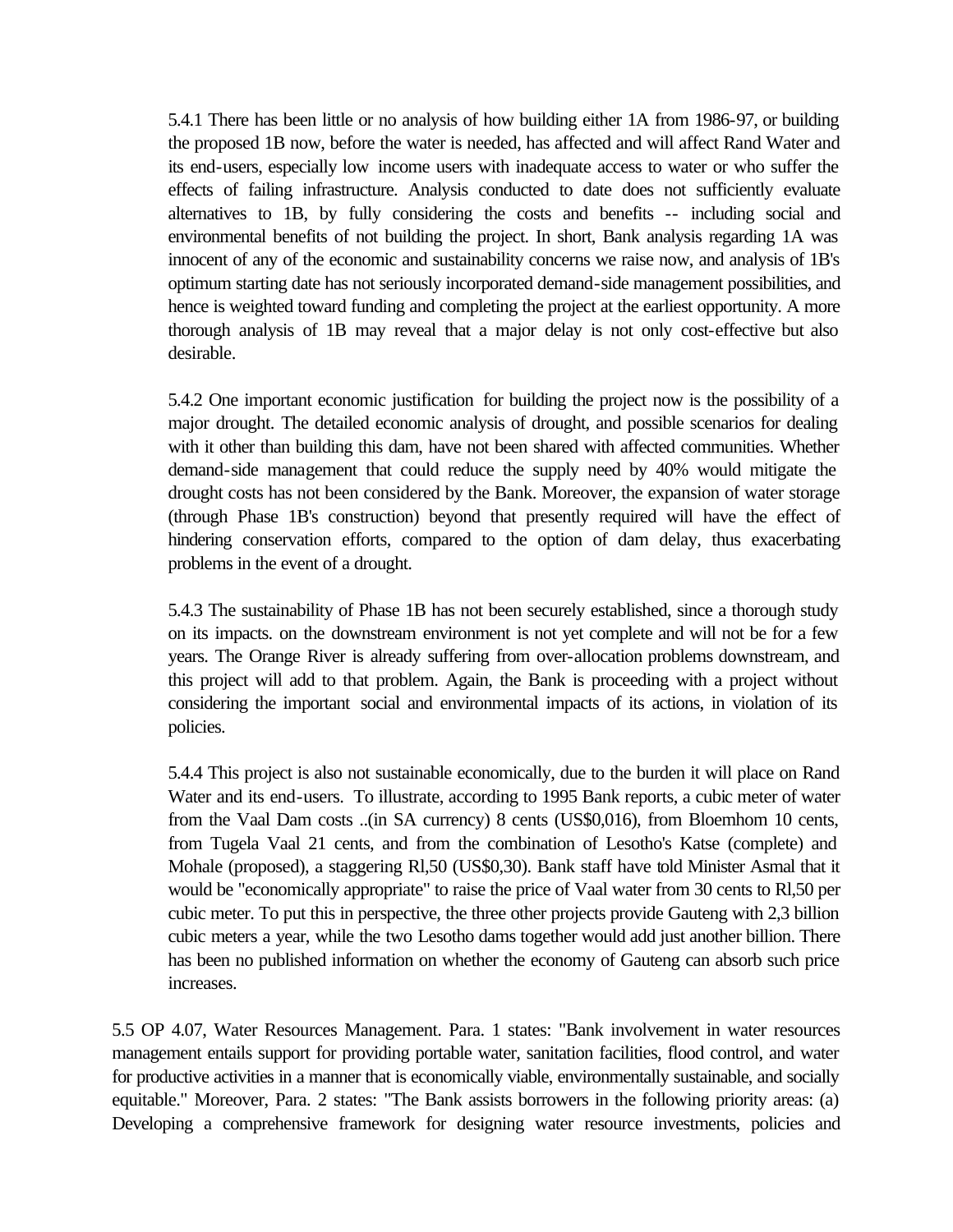5.4.1 There has been little or no analysis of how building either 1A from 1986-97, or building the proposed 1B now, before the water is needed, has affected and will affect Rand Water and its end-users, especially low income users with inadequate access to water or who suffer the effects of failing infrastructure. Analysis conducted to date does not sufficiently evaluate alternatives to 1B, by fully considering the costs and benefits -- including social and environmental benefits of not building the project. In short, Bank analysis regarding 1A was innocent of any of the economic and sustainability concerns we raise now, and analysis of 1B's optimum starting date has not seriously incorporated demand-side management possibilities, and hence is weighted toward funding and completing the project at the earliest opportunity. A more thorough analysis of 1B may reveal that a major delay is not only cost-effective but also desirable.

5.4.2 One important economic justification for building the project now is the possibility of a major drought. The detailed economic analysis of drought, and possible scenarios for dealing with it other than building this dam, have not been shared with affected communities. Whether demand-side management that could reduce the supply need by 40% would mitigate the drought costs has not been considered by the Bank. Moreover, the expansion of water storage (through Phase 1B's construction) beyond that presently required will have the effect of hindering conservation efforts, compared to the option of dam delay, thus exacerbating problems in the event of a drought.

5.4.3 The sustainability of Phase 1B has not been securely established, since a thorough study on its impacts. on the downstream environment is not yet complete and will not be for a few years. The Orange River is already suffering from over-allocation problems downstream, and this project will add to that problem. Again, the Bank is proceeding with a project without considering the important social and environmental impacts of its actions, in violation of its policies.

5.4.4 This project is also not sustainable economically, due to the burden it will place on Rand Water and its end-users. To illustrate, according to 1995 Bank reports, a cubic meter of water from the Vaal Dam costs ..(in SA currency) 8 cents (US$0,016), from Bloemhom 10 cents, from Tugela Vaal 21 cents, and from the combination of Lesotho's Katse (complete) and Mohale (proposed), a staggering Rl,50 (US$0,30). Bank staff have told Minister Asmal that it would be "economically appropriate" to raise the price of Vaal water from 30 cents to Rl,50 per cubic meter. To put this in perspective, the three other projects provide Gauteng with 2,3 billion cubic meters a year, while the two Lesotho dams together would add just another billion. There has been no published information on whether the economy of Gauteng can absorb such price increases.

5.5 OP 4.07, Water Resources Management. Para. 1 states: "Bank involvement in water resources management entails support for providing portable water, sanitation facilities, flood control, and water for productive activities in a manner that is economically viable, environmentally sustainable, and socially equitable." Moreover, Para. 2 states: "The Bank assists borrowers in the following priority areas: (a) Developing a comprehensive framework for designing water resource investments, policies and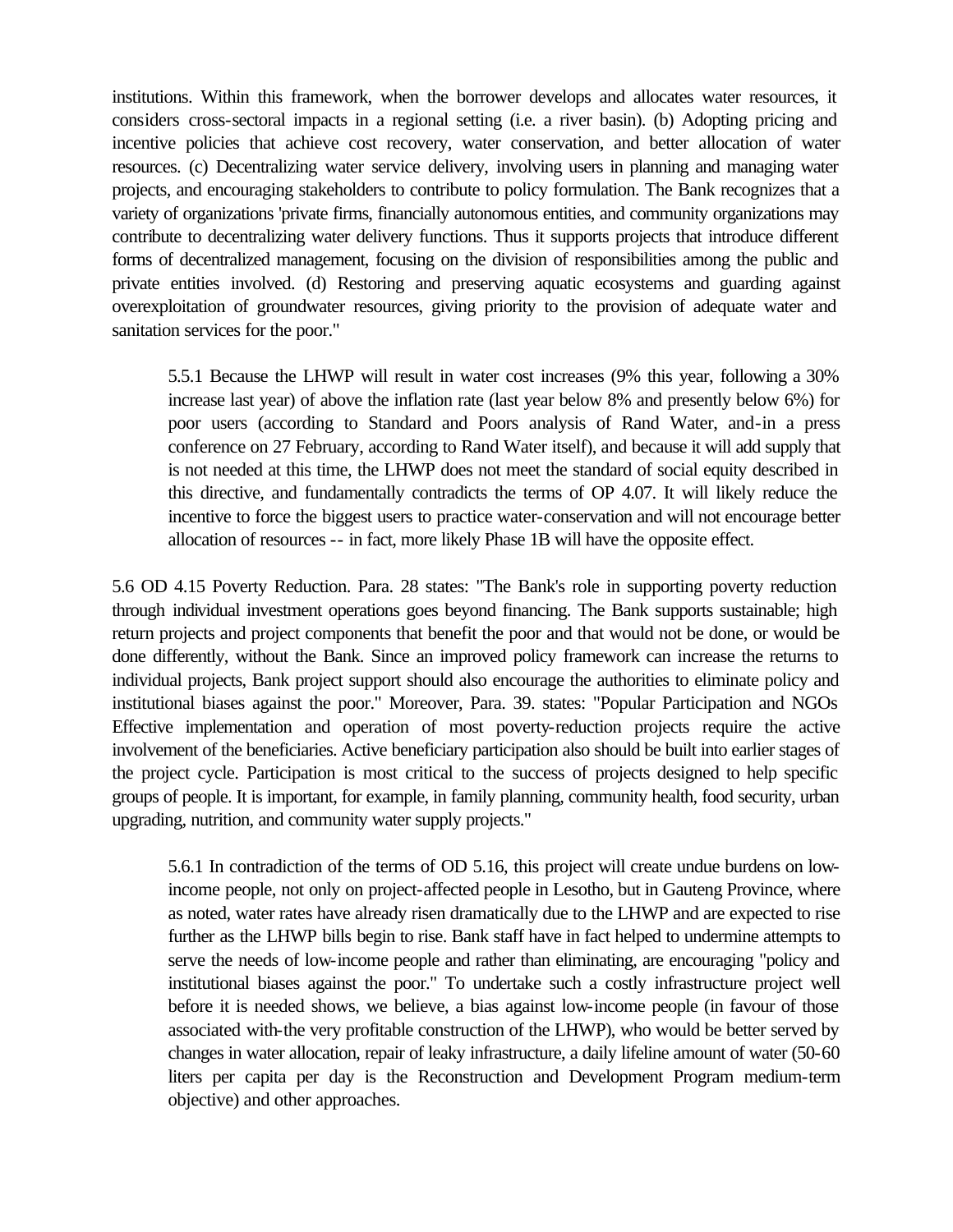institutions. Within this framework, when the borrower develops and allocates water resources, it considers cross-sectoral impacts in a regional setting (i.e. a river basin). (b) Adopting pricing and incentive policies that achieve cost recovery, water conservation, and better allocation of water resources. (c) Decentralizing water service delivery, involving users in planning and managing water projects, and encouraging stakeholders to contribute to policy formulation. The Bank recognizes that a variety of organizations 'private firms, financially autonomous entities, and community organizations may contribute to decentralizing water delivery functions. Thus it supports projects that introduce different forms of decentralized management, focusing on the division of responsibilities among the public and private entities involved. (d) Restoring and preserving aquatic ecosystems and guarding against overexploitation of groundwater resources, giving priority to the provision of adequate water and sanitation services for the poor."

> 5.5.1 Because the LHWP will result in water cost increases (9% this year, following a 30% increase last year) of above the inflation rate (last year below 8% and presently below 6%) for poor users (according to Standard and Poors analysis of Rand Water, and-in a press conference on 27 February, according to Rand Water itself), and because it will add supply that is not needed at this time, the LHWP does not meet the standard of social equity described in this directive, and fundamentally contradicts the terms of OP 4.07. It will likely reduce the incentive to force the biggest users to practice water-conservation and will not encourage better allocation of resources -- in fact, more likely Phase 1B will have the opposite effect.

5.6 OD 4.15 Poverty Reduction. Para. 28 states: "The Bank's role in supporting poverty reduction through individual investment operations goes beyond financing. The Bank supports sustainable; high return projects and project components that benefit the poor and that would not be done, or would be done differently, without the Bank. Since an improved policy framework can increase the returns to individual projects, Bank project support should also encourage the authorities to eliminate policy and institutional biases against the poor." Moreover, Para. 39. states: "Popular Participation and NGOs Effective implementation and operation of most poverty-reduction projects require the active involvement of the beneficiaries. Active beneficiary participation also should be built into earlier stages of the project cycle. Participation is most critical to the success of projects designed to help specific groups of people. It is important, for example, in family planning, community health, food security, urban upgrading, nutrition, and community water supply projects."

> 5.6.1 In contradiction of the terms of OD 5.16, this project will create undue burdens on low-income people, not only on project-affected people in Lesotho, but in Gauteng Province, where as noted, water rates have already risen dramatically due to the LHWP and are expected to rise further as the LHWP bills begin to rise. Bank staff have in fact helped to undermine attempts to serve the needs of low-income people and rather than eliminating, are encouraging "policy and institutional biases against the poor." To undertake such a costly infrastructure project well before it is needed shows, we believe, a bias against low-income people (in favour of those associated with-the very profitable construction of the LHWP), who would be better served by changes in water allocation, repair of leaky infrastructure, a daily lifeline amount of water (50-60 liters per capita per day is the Reconstruction and Development Program medium-term objective) and other approaches.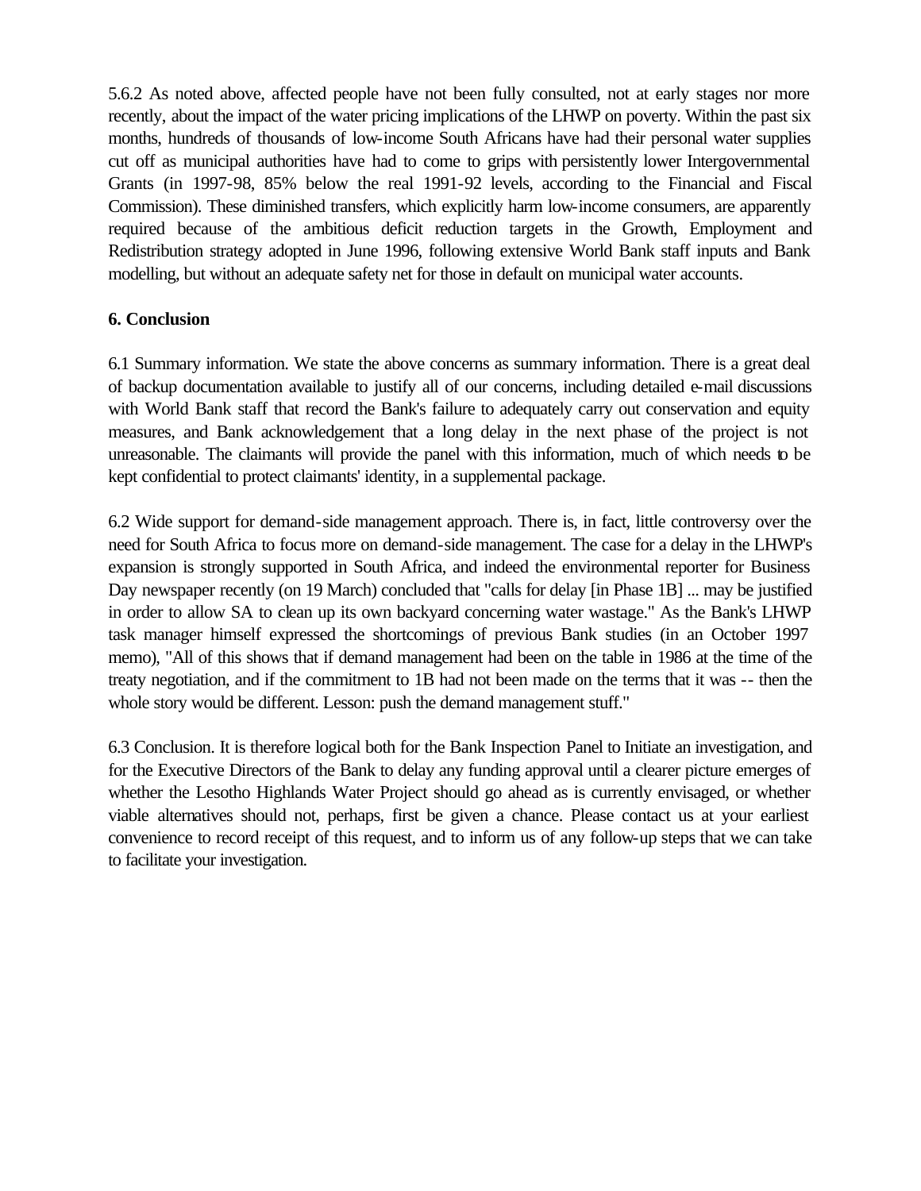5.6.2 As noted above, affected people have not been fully consulted, not at early stages nor more recently, about the impact of the water pricing implications of the LHWP on poverty. Within the past six months, hundreds of thousands of low-income South Africans have had their personal water supplies cut off as municipal authorities have had to come to grips with persistently lower Intergovernmental Grants (in 1997-98, 85% below the real 1991-92 levels, according to the Financial and Fiscal Commission). These diminished transfers, which explicitly harm low-income consumers, are apparently required because of the ambitious deficit reduction targets in the Growth, Employment and Redistribution strategy adopted in June 1996, following extensive World Bank staff inputs and Bank modelling, but without an adequate safety net for those in default on municipal water accounts.

## 6. Conclusion

6.1 Summary information. We state the above concerns as summary information. There is a great deal of backup documentation available to justify all of our concerns, including detailed e-mail discussions with World Bank staff that record the Bank's failure to adequately carry out conservation and equity measures, and Bank acknowledgement that a long delay in the next phase of the project is not unreasonable. The claimants will provide the panel with this information, much of which needs to be kept confidential to protect claimants' identity, in a supplemental package.

6.2 Wide support for demand-side management approach. There is, in fact, little controversy over the need for South Africa to focus more on demand-side management. The case for a delay in the LHWP's expansion is strongly supported in South Africa, and indeed the environmental reporter for Business Day newspaper recently (on 19 March) concluded that "calls for delay [in Phase 1B] ... may be justified in order to allow SA to clean up its own backyard concerning water wastage." As the Bank's LHWP task manager himself expressed the shortcomings of previous Bank studies (in an October 1997 memo), "All of this shows that if demand management had been on the table in 1986 at the time of the treaty negotiation, and if the commitment to 1B had not been made on the terms that it was -- then the whole story would be different. Lesson: push the demand management stuff."

6.3 Conclusion. It is therefore logical both for the Bank Inspection Panel to Initiate an investigation, and for the Executive Directors of the Bank to delay any funding approval until a clearer picture emerges of whether the Lesotho Highlands Water Project should go ahead as is currently envisaged, or whether viable alternatives should not, perhaps, first be given a chance. Please contact us at your earliest convenience to record receipt of this request, and to inform us of any follow-up steps that we can take to facilitate your investigation.